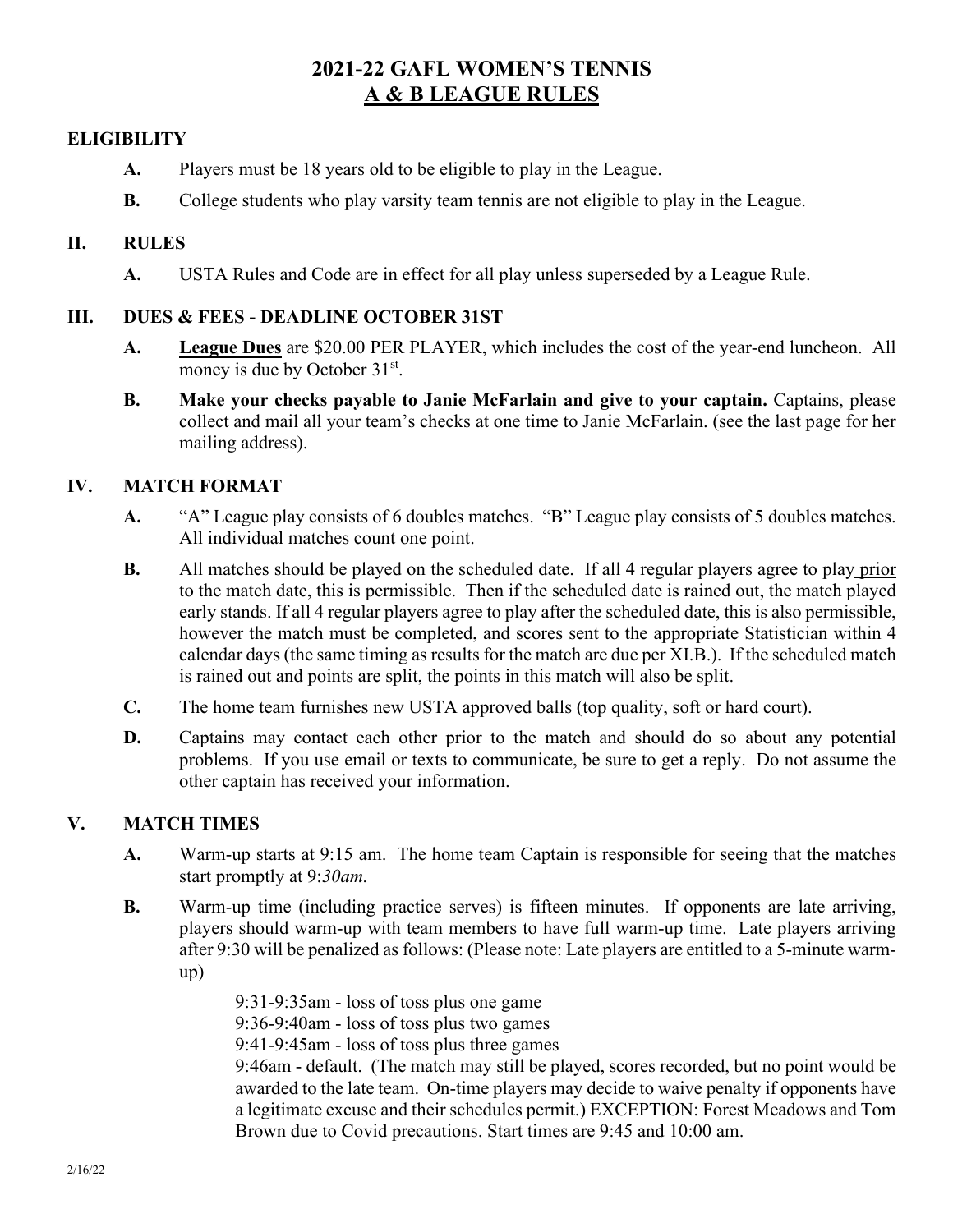# 2021-22 GAFL WOMEN'S TENNIS
## A & B LEAGUE RULES

### ELIGIBILITY

**A.** Players must be 18 years old to be eligible to play in the League.

**B.** College students who play varsity team tennis are not eligible to play in the League.

### II. RULES

**A.** USTA Rules and Code are in effect for all play unless superseded by a League Rule.

### III. DUES & FEES - DEADLINE OCTOBER 31ST

**A.** **League Dues** are $20.00 PER PLAYER, which includes the cost of the year-end luncheon. All money is due by October 31st.

**B.** **Make your checks payable to Janie McFarlain and give to your captain.** Captains, please collect and mail all your team's checks at one time to Janie McFarlain. (see the last page for her mailing address).

### IV. MATCH FORMAT

**A.** "A" League play consists of 6 doubles matches. "B" League play consists of 5 doubles matches. All individual matches count one point.

**B.** All matches should be played on the scheduled date. If all 4 regular players agree to play prior to the match date, this is permissible. Then if the scheduled date is rained out, the match played early stands. If all 4 regular players agree to play after the scheduled date, this is also permissible, however the match must be completed, and scores sent to the appropriate Statistician within 4 calendar days (the same timing as results for the match are due per XI.B.). If the scheduled match is rained out and points are split, the points in this match will also be split.

**C.** The home team furnishes new USTA approved balls (top quality, soft or hard court).

**D.** Captains may contact each other prior to the match and should do so about any potential problems. If you use email or texts to communicate, be sure to get a reply. Do not assume the other captain has received your information.

### V. MATCH TIMES

**A.** Warm-up starts at 9:15 am. The home team Captain is responsible for seeing that the matches start promptly at 9:*30am.*

**B.** Warm-up time (including practice serves) is fifteen minutes. If opponents are late arriving, players should warm-up with team members to have full warm-up time. Late players arriving after 9:30 will be penalized as follows: (Please note: Late players are entitled to a 5-minute warm-up)

9:31-9:35am - loss of toss plus one game
9:36-9:40am - loss of toss plus two games
9:41-9:45am - loss of toss plus three games
9:46am - default. (The match may still be played, scores recorded, but no point would be awarded to the late team. On-time players may decide to waive penalty if opponents have a legitimate excuse and their schedules permit.) EXCEPTION: Forest Meadows and Tom Brown due to Covid precautions. Start times are 9:45 and 10:00 am.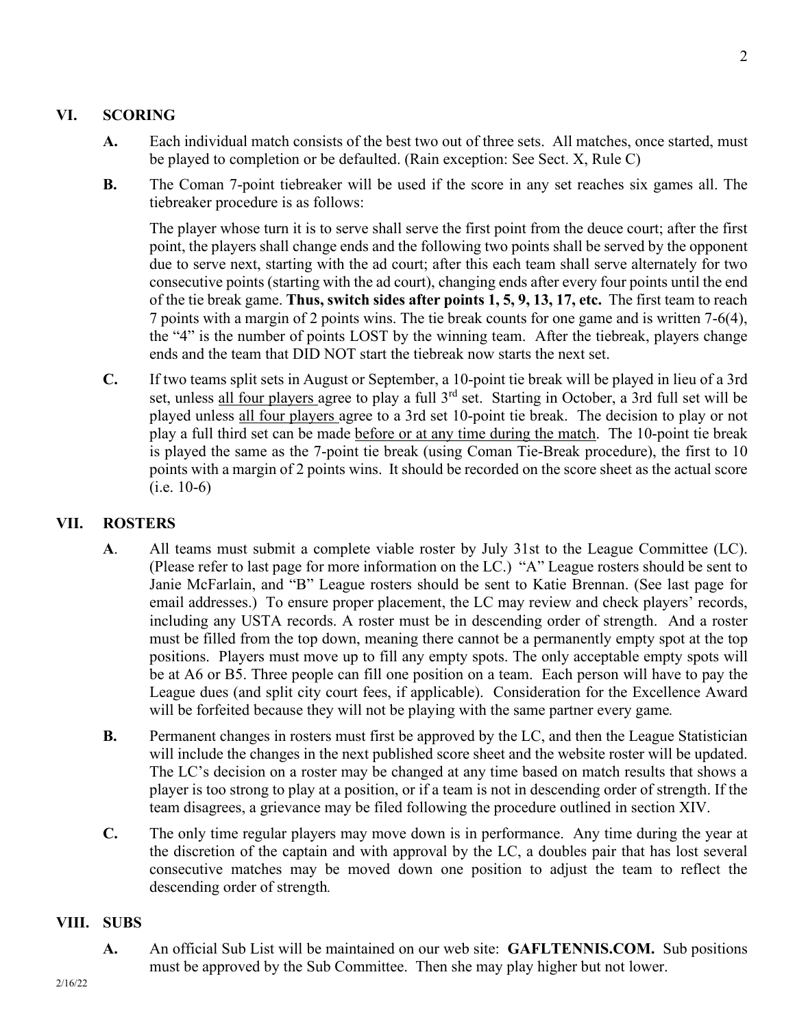## VI. SCORING

**A.** Each individual match consists of the best two out of three sets. All matches, once started, must be played to completion or be defaulted. (Rain exception: See Sect. X, Rule C)

**B.** The Coman 7-point tiebreaker will be used if the score in any set reaches six games all. The tiebreaker procedure is as follows:

The player whose turn it is to serve shall serve the first point from the deuce court; after the first point, the players shall change ends and the following two points shall be served by the opponent due to serve next, starting with the ad court; after this each team shall serve alternately for two consecutive points (starting with the ad court), changing ends after every four points until the end of the tie break game. **Thus, switch sides after points 1, 5, 9, 13, 17, etc.** The first team to reach 7 points with a margin of 2 points wins. The tie break counts for one game and is written 7-6(4), the "4" is the number of points LOST by the winning team. After the tiebreak, players change ends and the team that DID NOT start the tiebreak now starts the next set.

**C.** If two teams split sets in August or September, a 10-point tie break will be played in lieu of a 3rd set, unless <u>all four players</u> agree to play a full 3rd set. Starting in October, a 3rd full set will be played unless <u>all four players</u> agree to a 3rd set 10-point tie break. The decision to play or not play a full third set can be made <u>before or at any time during the match</u>. The 10-point tie break is played the same as the 7-point tie break (using Coman Tie-Break procedure), the first to 10 points with a margin of 2 points wins. It should be recorded on the score sheet as the actual score (i.e. 10-6)

## VII. ROSTERS

**A**. All teams must submit a complete viable roster by July 31st to the League Committee (LC). (Please refer to last page for more information on the LC.) "A" League rosters should be sent to Janie McFarlain, and "B" League rosters should be sent to Katie Brennan. (See last page for email addresses.) To ensure proper placement, the LC may review and check players' records, including any USTA records. A roster must be in descending order of strength. And a roster must be filled from the top down, meaning there cannot be a permanently empty spot at the top positions. Players must move up to fill any empty spots. The only acceptable empty spots will be at A6 or B5. Three people can fill one position on a team. Each person will have to pay the League dues (and split city court fees, if applicable). Consideration for the Excellence Award will be forfeited because they will not be playing with the same partner every game.

**B.** Permanent changes in rosters must first be approved by the LC, and then the League Statistician will include the changes in the next published score sheet and the website roster will be updated. The LC's decision on a roster may be changed at any time based on match results that shows a player is too strong to play at a position, or if a team is not in descending order of strength. If the team disagrees, a grievance may be filed following the procedure outlined in section XIV.

**C.** The only time regular players may move down is in performance. Any time during the year at the discretion of the captain and with approval by the LC, a doubles pair that has lost several consecutive matches may be moved down one position to adjust the team to reflect the descending order of strength.

## VIII. SUBS

**A.** An official Sub List will be maintained on our web site: **GAFLTENNIS.COM.** Sub positions must be approved by the Sub Committee. Then she may play higher but not lower.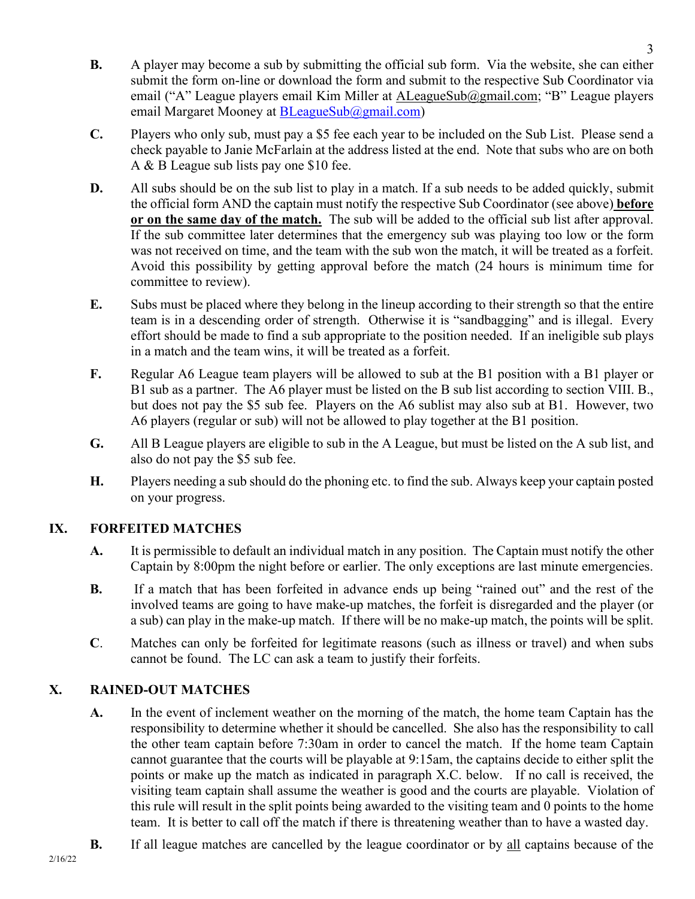**B.** A player may become a sub by submitting the official sub form. Via the website, she can either submit the form on-line or download the form and submit to the respective Sub Coordinator via email ("A" League players email Kim Miller at ALeagueSub@gmail.com; "B" League players email Margaret Mooney at BLeagueSub@gmail.com)

**C.** Players who only sub, must pay a $5 fee each year to be included on the Sub List. Please send a check payable to Janie McFarlain at the address listed at the end. Note that subs who are on both A & B League sub lists pay one $10 fee.

**D.** All subs should be on the sub list to play in a match. If a sub needs to be added quickly, submit the official form AND the captain must notify the respective Sub Coordinator (see above) **before or on the same day of the match.** The sub will be added to the official sub list after approval. If the sub committee later determines that the emergency sub was playing too low or the form was not received on time, and the team with the sub won the match, it will be treated as a forfeit. Avoid this possibility by getting approval before the match (24 hours is minimum time for committee to review).

**E.** Subs must be placed where they belong in the lineup according to their strength so that the entire team is in a descending order of strength. Otherwise it is "sandbagging" and is illegal. Every effort should be made to find a sub appropriate to the position needed. If an ineligible sub plays in a match and the team wins, it will be treated as a forfeit.

**F.** Regular A6 League team players will be allowed to sub at the B1 position with a B1 player or B1 sub as a partner. The A6 player must be listed on the B sub list according to section VIII. B., but does not pay the $5 sub fee. Players on the A6 sublist may also sub at B1. However, two A6 players (regular or sub) will not be allowed to play together at the B1 position.

**G.** All B League players are eligible to sub in the A League, but must be listed on the A sub list, and also do not pay the $5 sub fee.

**H.** Players needing a sub should do the phoning etc. to find the sub. Always keep your captain posted on your progress.

## IX. FORFEITED MATCHES

**A.** It is permissible to default an individual match in any position. The Captain must notify the other Captain by 8:00pm the night before or earlier. The only exceptions are last minute emergencies.

**B.** If a match that has been forfeited in advance ends up being "rained out" and the rest of the involved teams are going to have make-up matches, the forfeit is disregarded and the player (or a sub) can play in the make-up match. If there will be no make-up match, the points will be split.

**C.** Matches can only be forfeited for legitimate reasons (such as illness or travel) and when subs cannot be found. The LC can ask a team to justify their forfeits.

## X. RAINED-OUT MATCHES

**A.** In the event of inclement weather on the morning of the match, the home team Captain has the responsibility to determine whether it should be cancelled. She also has the responsibility to call the other team captain before 7:30am in order to cancel the match. If the home team Captain cannot guarantee that the courts will be playable at 9:15am, the captains decide to either split the points or make up the match as indicated in paragraph X.C. below. If no call is received, the visiting team captain shall assume the weather is good and the courts are playable. Violation of this rule will result in the split points being awarded to the visiting team and 0 points to the home team. It is better to call off the match if there is threatening weather than to have a wasted day.

**B.** If all league matches are cancelled by the league coordinator or by all captains because of the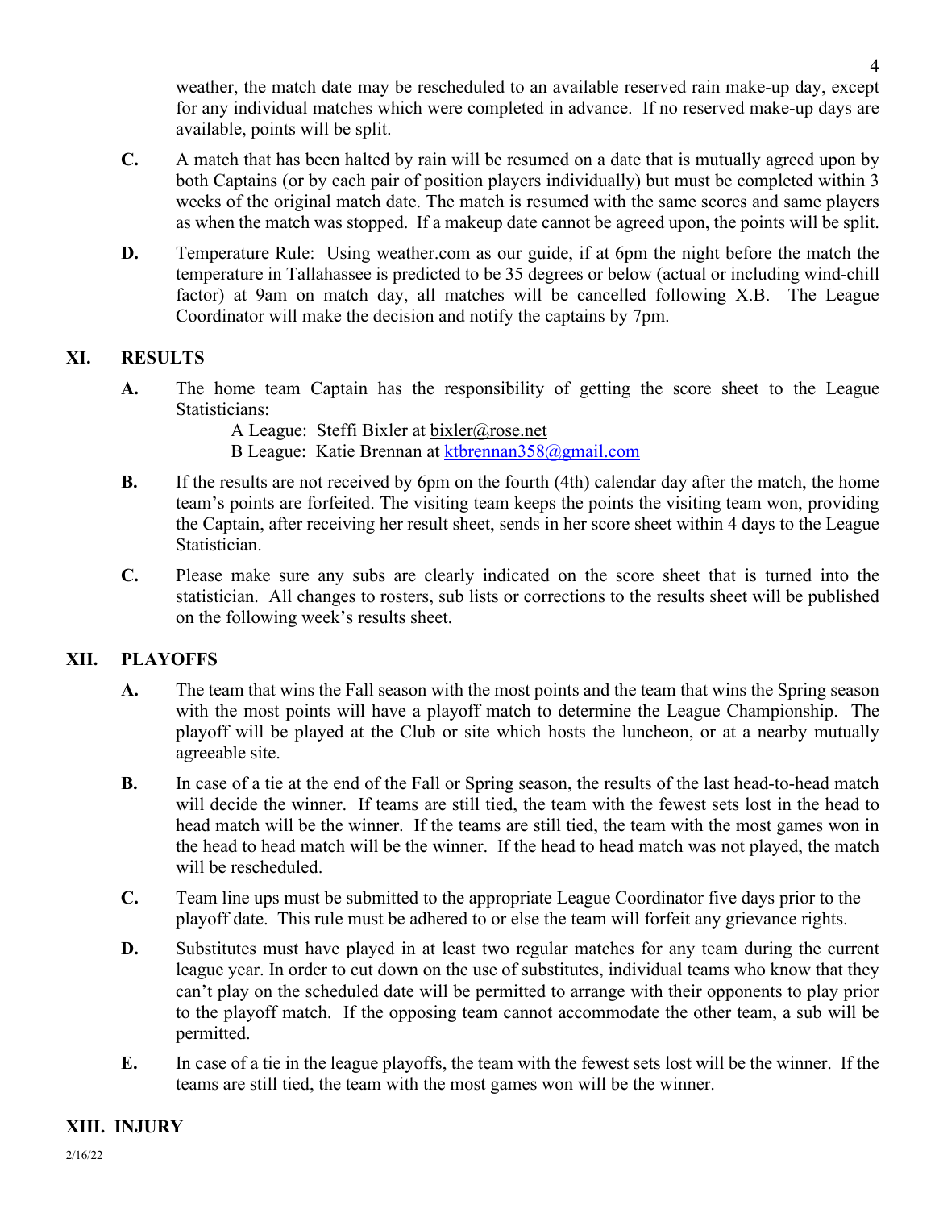weather, the match date may be rescheduled to an available reserved rain make-up day, except for any individual matches which were completed in advance. If no reserved make-up days are available, points will be split.

**C.** A match that has been halted by rain will be resumed on a date that is mutually agreed upon by both Captains (or by each pair of position players individually) but must be completed within 3 weeks of the original match date. The match is resumed with the same scores and same players as when the match was stopped. If a makeup date cannot be agreed upon, the points will be split.

**D.** Temperature Rule: Using weather.com as our guide, if at 6pm the night before the match the temperature in Tallahassee is predicted to be 35 degrees or below (actual or including wind-chill factor) at 9am on match day, all matches will be cancelled following X.B. The League Coordinator will make the decision and notify the captains by 7pm.

## XI. RESULTS

**A.** The home team Captain has the responsibility of getting the score sheet to the League Statisticians:

A League: Steffi Bixler at bixler@rose.net
B League: Katie Brennan at ktbrennan358@gmail.com

**B.** If the results are not received by 6pm on the fourth (4th) calendar day after the match, the home team's points are forfeited. The visiting team keeps the points the visiting team won, providing the Captain, after receiving her result sheet, sends in her score sheet within 4 days to the League Statistician.

**C.** Please make sure any subs are clearly indicated on the score sheet that is turned into the statistician. All changes to rosters, sub lists or corrections to the results sheet will be published on the following week's results sheet.

## XII. PLAYOFFS

**A.** The team that wins the Fall season with the most points and the team that wins the Spring season with the most points will have a playoff match to determine the League Championship. The playoff will be played at the Club or site which hosts the luncheon, or at a nearby mutually agreeable site.

**B.** In case of a tie at the end of the Fall or Spring season, the results of the last head-to-head match will decide the winner. If teams are still tied, the team with the fewest sets lost in the head to head match will be the winner. If the teams are still tied, the team with the most games won in the head to head match will be the winner. If the head to head match was not played, the match will be rescheduled.

**C.** Team line ups must be submitted to the appropriate League Coordinator five days prior to the playoff date. This rule must be adhered to or else the team will forfeit any grievance rights.

**D.** Substitutes must have played in at least two regular matches for any team during the current league year. In order to cut down on the use of substitutes, individual teams who know that they can't play on the scheduled date will be permitted to arrange with their opponents to play prior to the playoff match. If the opposing team cannot accommodate the other team, a sub will be permitted.

**E.** In case of a tie in the league playoffs, the team with the fewest sets lost will be the winner. If the teams are still tied, the team with the most games won will be the winner.

## XIII. INJURY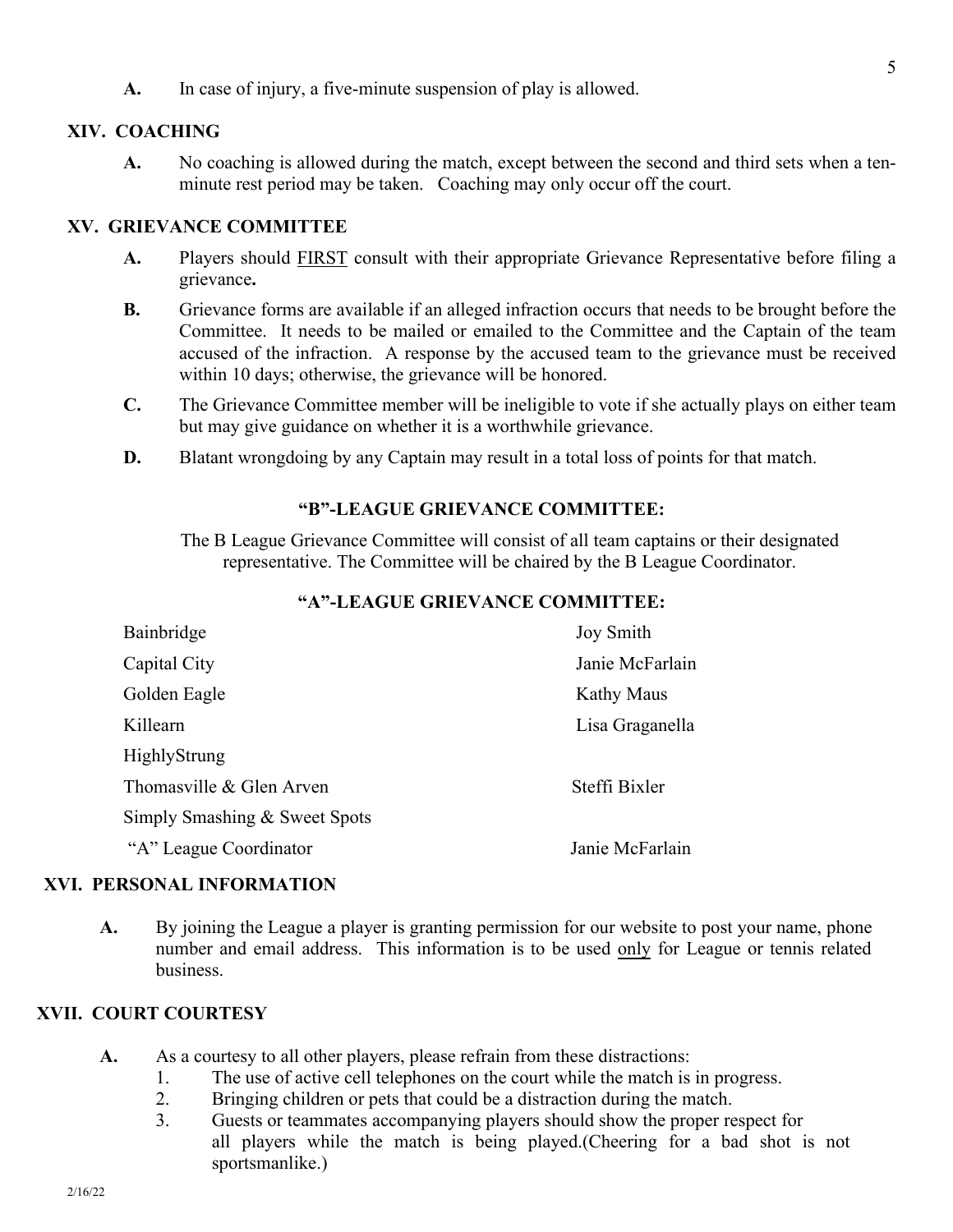**A.** In case of injury, a five-minute suspension of play is allowed.

## XIV. COACHING

**A.** No coaching is allowed during the match, except between the second and third sets when a ten-minute rest period may be taken. Coaching may only occur off the court.

## XV. GRIEVANCE COMMITTEE

**A.** Players should FIRST consult with their appropriate Grievance Representative before filing a grievance**.**

**B.** Grievance forms are available if an alleged infraction occurs that needs to be brought before the Committee. It needs to be mailed or emailed to the Committee and the Captain of the team accused of the infraction. A response by the accused team to the grievance must be received within 10 days; otherwise, the grievance will be honored.

**C.** The Grievance Committee member will be ineligible to vote if she actually plays on either team but may give guidance on whether it is a worthwhile grievance.

**D.** Blatant wrongdoing by any Captain may result in a total loss of points for that match.

### "B"-LEAGUE GRIEVANCE COMMITTEE:

The B League Grievance Committee will consist of all team captains or their designated representative. The Committee will be chaired by the B League Coordinator.

### "A"-LEAGUE GRIEVANCE COMMITTEE:

| | |
|---|---|
| Bainbridge | Joy Smith |
| Capital City | Janie McFarlain |
| Golden Eagle | Kathy Maus |
| Killearn | Lisa Graganella |
| HighlyStrung | |
| Thomasville & Glen Arven | Steffi Bixler |
| Simply Smashing & Sweet Spots | |
| "A" League Coordinator | Janie McFarlain |

## XVI. PERSONAL INFORMATION

**A.** By joining the League a player is granting permission for our website to post your name, phone number and email address. This information is to be used only for League or tennis related business.

## XVII. COURT COURTESY

**A.** As a courtesy to all other players, please refrain from these distractions:

1. The use of active cell telephones on the court while the match is in progress.
2. Bringing children or pets that could be a distraction during the match.
3. Guests or teammates accompanying players should show the proper respect for all players while the match is being played.(Cheering for a bad shot is not sportsmanlike.)

2/16/22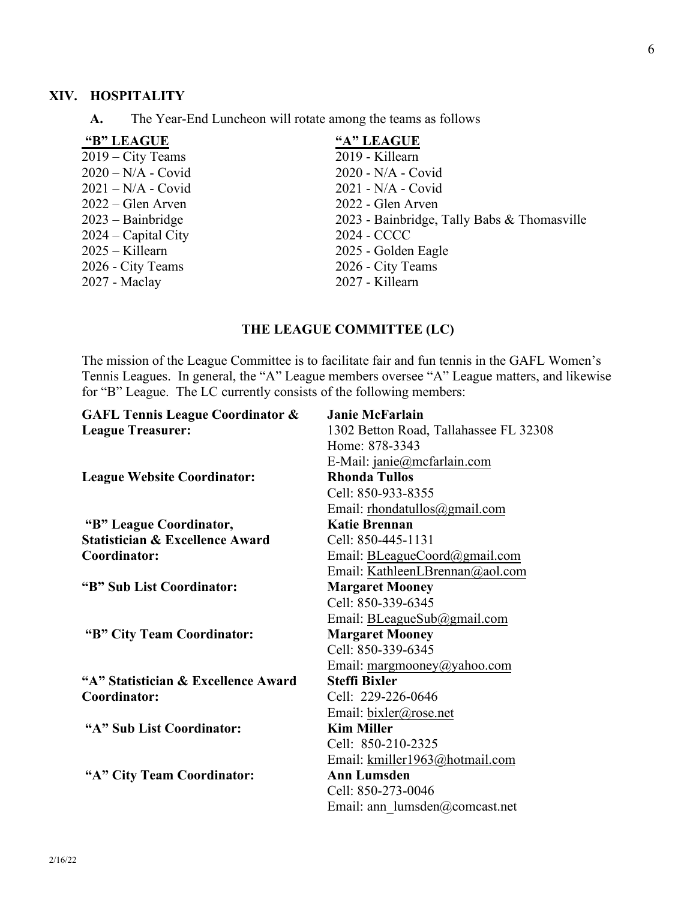## XIV. HOSPITALITY

**A.** The Year-End Luncheon will rotate among the teams as follows

| **"B" LEAGUE** | **"A" LEAGUE** |
| --- | --- |
| 2019 – City Teams | 2019 - Killearn |
| 2020 – N/A - Covid | 2020 - N/A - Covid |
| 2021 – N/A - Covid | 2021 - N/A - Covid |
| 2022 – Glen Arven | 2022 - Glen Arven |
| 2023 – Bainbridge | 2023 - Bainbridge, Tally Babs & Thomasville |
| 2024 – Capital City | 2024 - CCCC |
| 2025 – Killearn | 2025 - Golden Eagle |
| 2026 - City Teams | 2026 - City Teams |
| 2027 - Maclay | 2027 - Killearn |

## THE LEAGUE COMMITTEE (LC)

The mission of the League Committee is to facilitate fair and fun tennis in the GAFL Women's Tennis Leagues. In general, the "A" League members oversee "A" League matters, and likewise for "B" League. The LC currently consists of the following members:

| | |
| --- | --- |
| **GAFL Tennis League Coordinator & League Treasurer:** | **Janie McFarlain**<br>1302 Betton Road, Tallahassee FL 32308<br>Home: 878-3343<br>E-Mail: janie@mcfarlain.com |
| **League Website Coordinator:** | **Rhonda Tullos**<br>Cell: 850-933-8355<br>Email: rhondatullos@gmail.com |
| **"B" League Coordinator, Statistician & Excellence Award Coordinator:** | **Katie Brennan**<br>Cell: 850-445-1131<br>Email: BLeagueCoord@gmail.com<br>Email: KathleenLBrennan@aol.com |
| **"B" Sub List Coordinator:** | **Margaret Mooney**<br>Cell: 850-339-6345<br>Email: BLeagueSub@gmail.com |
| **"B" City Team Coordinator:** | **Margaret Mooney**<br>Cell: 850-339-6345<br>Email: margmooney@yahoo.com |
| **"A" Statistician & Excellence Award Coordinator:** | **Steffi Bixler**<br>Cell: 229-226-0646<br>Email: bixler@rose.net |
| **"A" Sub List Coordinator:** | **Kim Miller**<br>Cell: 850-210-2325<br>Email: kmiller1963@hotmail.com |
| **"A" City Team Coordinator:** | **Ann Lumsden**<br>Cell: 850-273-0046<br>Email: ann_lumsden@comcast.net |